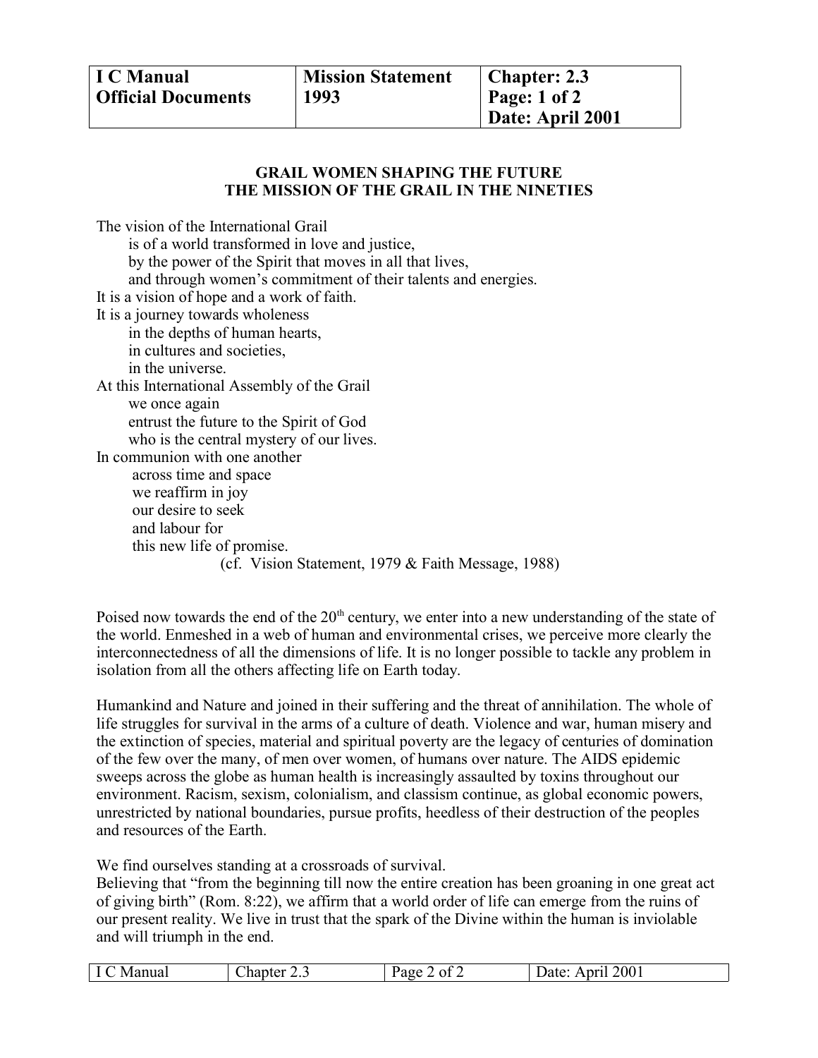| I C Manual<br>Official Documents | Mission Statement<br>1993 | Chapter: 2.3<br>Page: 1 of 2<br>Date: April 2001 |
|---|---|---|

**GRAIL WOMEN SHAPING THE FUTURE**
**THE MISSION OF THE GRAIL IN THE NINETIES**

The vision of the International Grail
is of a world transformed in love and justice,
by the power of the Spirit that moves in all that lives,
and through women's commitment of their talents and energies.
It is a vision of hope and a work of faith.
It is a journey towards wholeness
in the depths of human hearts,
in cultures and societies,
in the universe.
At this International Assembly of the Grail
we once again
entrust the future to the Spirit of God
who is the central mystery of our lives.
In communion with one another
across time and space
we reaffirm in joy
our desire to seek
and labour for
this new life of promise.
(cf. Vision Statement, 1979 & Faith Message, 1988)

Poised now towards the end of the 20th century, we enter into a new understanding of the state of the world. Enmeshed in a web of human and environmental crises, we perceive more clearly the interconnectedness of all the dimensions of life. It is no longer possible to tackle any problem in isolation from all the others affecting life on Earth today.

Humankind and Nature and joined in their suffering and the threat of annihilation. The whole of life struggles for survival in the arms of a culture of death. Violence and war, human misery and the extinction of species, material and spiritual poverty are the legacy of centuries of domination of the few over the many, of men over women, of humans over nature. The AIDS epidemic sweeps across the globe as human health is increasingly assaulted by toxins throughout our environment. Racism, sexism, colonialism, and classism continue, as global economic powers, unrestricted by national boundaries, pursue profits, heedless of their destruction of the peoples and resources of the Earth.

We find ourselves standing at a crossroads of survival.
Believing that "from the beginning till now the entire creation has been groaning in one great act of giving birth" (Rom. 8:22), we affirm that a world order of life can emerge from the ruins of our present reality. We live in trust that the spark of the Divine within the human is inviolable and will triumph in the end.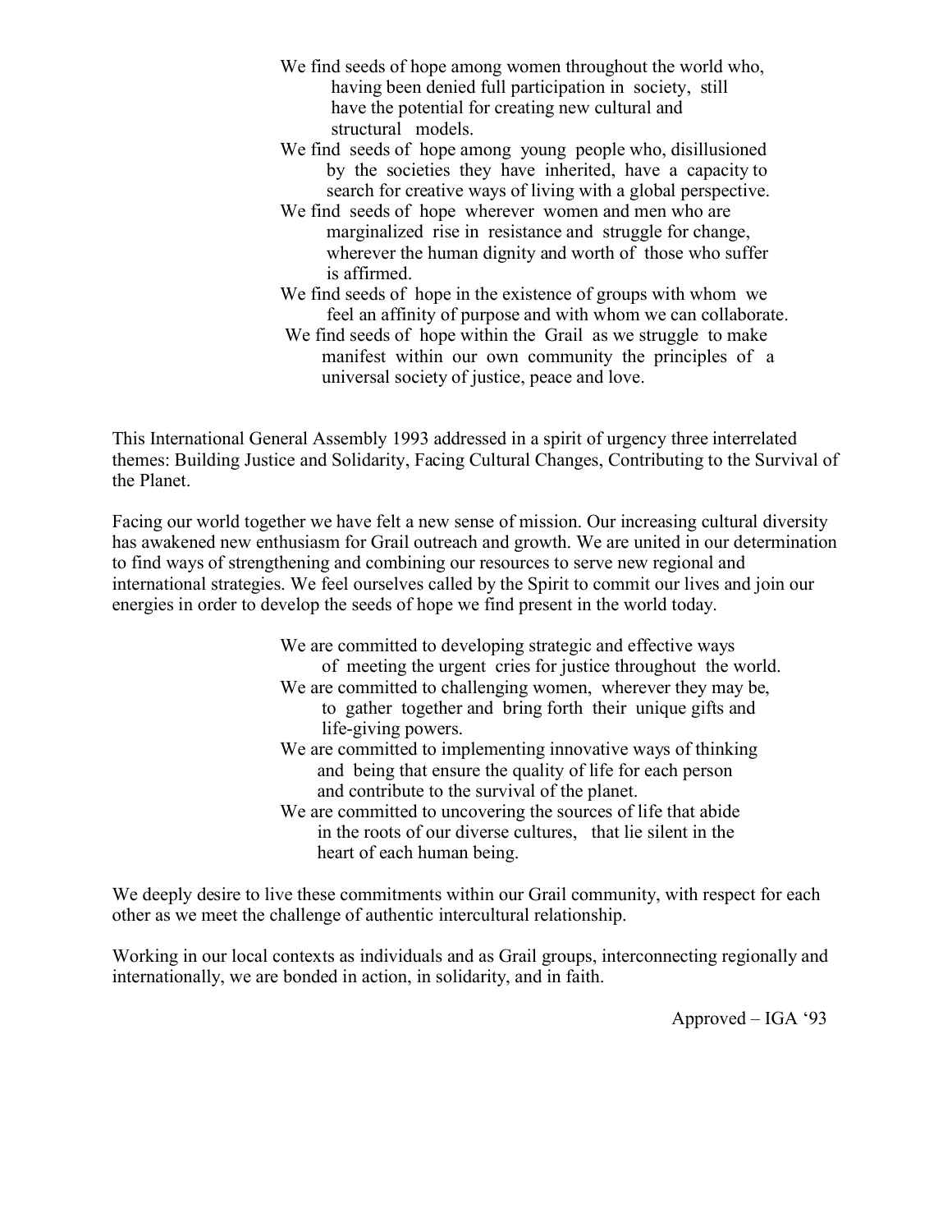We find seeds of hope among women throughout the world who, having been denied full participation in society, still have the potential for creating new cultural and structural models.

We find seeds of hope among young people who, disillusioned by the societies they have inherited, have a capacity to search for creative ways of living with a global perspective.

We find seeds of hope wherever women and men who are marginalized rise in resistance and struggle for change, wherever the human dignity and worth of those who suffer is affirmed.

We find seeds of hope in the existence of groups with whom we feel an affinity of purpose and with whom we can collaborate.

We find seeds of hope within the Grail as we struggle to make manifest within our own community the principles of a universal society of justice, peace and love.

This International General Assembly 1993 addressed in a spirit of urgency three interrelated themes: Building Justice and Solidarity, Facing Cultural Changes, Contributing to the Survival of the Planet.

Facing our world together we have felt a new sense of mission. Our increasing cultural diversity has awakened new enthusiasm for Grail outreach and growth. We are united in our determination to find ways of strengthening and combining our resources to serve new regional and international strategies. We feel ourselves called by the Spirit to commit our lives and join our energies in order to develop the seeds of hope we find present in the world today.

We are committed to developing strategic and effective ways of meeting the urgent cries for justice throughout the world.

We are committed to challenging women, wherever they may be, to gather together and bring forth their unique gifts and life-giving powers.

We are committed to implementing innovative ways of thinking and being that ensure the quality of life for each person and contribute to the survival of the planet.

We are committed to uncovering the sources of life that abide in the roots of our diverse cultures, that lie silent in the heart of each human being.

We deeply desire to live these commitments within our Grail community, with respect for each other as we meet the challenge of authentic intercultural relationship.

Working in our local contexts as individuals and as Grail groups, interconnecting regionally and internationally, we are bonded in action, in solidarity, and in faith.

Approved – IGA '93